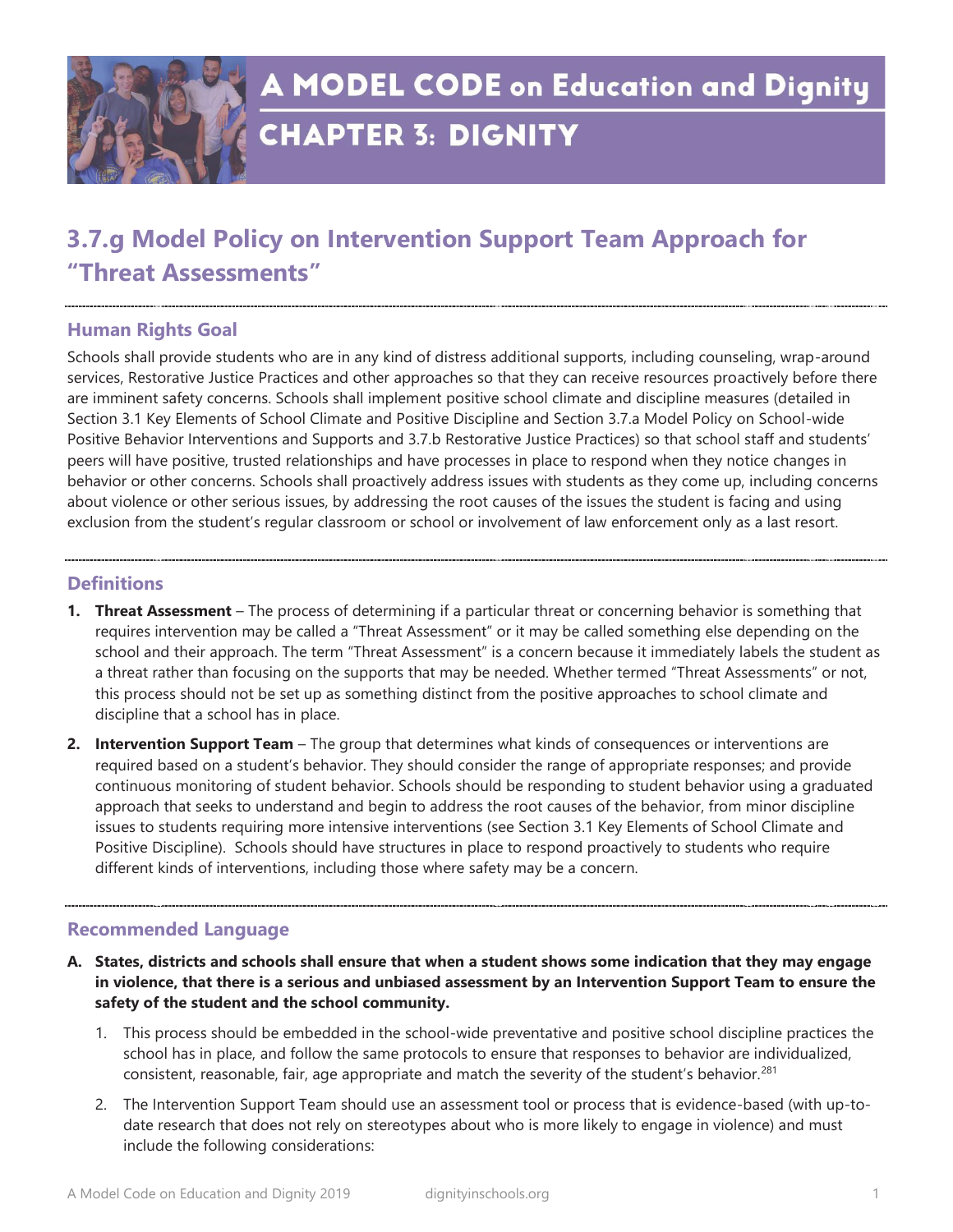# A MODEL CODE on Education and Dignity

## CHAPTER 3: DIGNITY

## 3.7.g Model Policy on Intervention Support Team Approach for "Threat Assessments"

### Human Rights Goal

Schools shall provide students who are in any kind of distress additional supports, including counseling, wrap-around services, Restorative Justice Practices and other approaches so that they can receive resources proactively before there are imminent safety concerns. Schools shall implement positive school climate and discipline measures (detailed in Section 3.1 Key Elements of School Climate and Positive Discipline and Section 3.7.a Model Policy on School-wide Positive Behavior Interventions and Supports and 3.7.b Restorative Justice Practices) so that school staff and students' peers will have positive, trusted relationships and have processes in place to respond when they notice changes in behavior or other concerns. Schools shall proactively address issues with students as they come up, including concerns about violence or other serious issues, by addressing the root causes of the issues the student is facing and using exclusion from the student's regular classroom or school or involvement of law enforcement only as a last resort.

### Definitions

1. **Threat Assessment** – The process of determining if a particular threat or concerning behavior is something that requires intervention may be called a "Threat Assessment" or it may be called something else depending on the school and their approach. The term "Threat Assessment" is a concern because it immediately labels the student as a threat rather than focusing on the supports that may be needed. Whether termed "Threat Assessments" or not, this process should not be set up as something distinct from the positive approaches to school climate and discipline that a school has in place.
2. **Intervention Support Team** – The group that determines what kinds of consequences or interventions are required based on a student's behavior. They should consider the range of appropriate responses; and provide continuous monitoring of student behavior. Schools should be responding to student behavior using a graduated approach that seeks to understand and begin to address the root causes of the behavior, from minor discipline issues to students requiring more intensive interventions (see Section 3.1 Key Elements of School Climate and Positive Discipline). Schools should have structures in place to respond proactively to students who require different kinds of interventions, including those where safety may be a concern.

### Recommended Language

**A. States, districts and schools shall ensure that when a student shows some indication that they may engage in violence, that there is a serious and unbiased assessment by an Intervention Support Team to ensure the safety of the student and the school community.**

1. This process should be embedded in the school-wide preventative and positive school discipline practices the school has in place, and follow the same protocols to ensure that responses to behavior are individualized, consistent, reasonable, fair, age appropriate and match the severity of the student's behavior.[281]
2. The Intervention Support Team should use an assessment tool or process that is evidence-based (with up-to-date research that does not rely on stereotypes about who is more likely to engage in violence) and must include the following considerations: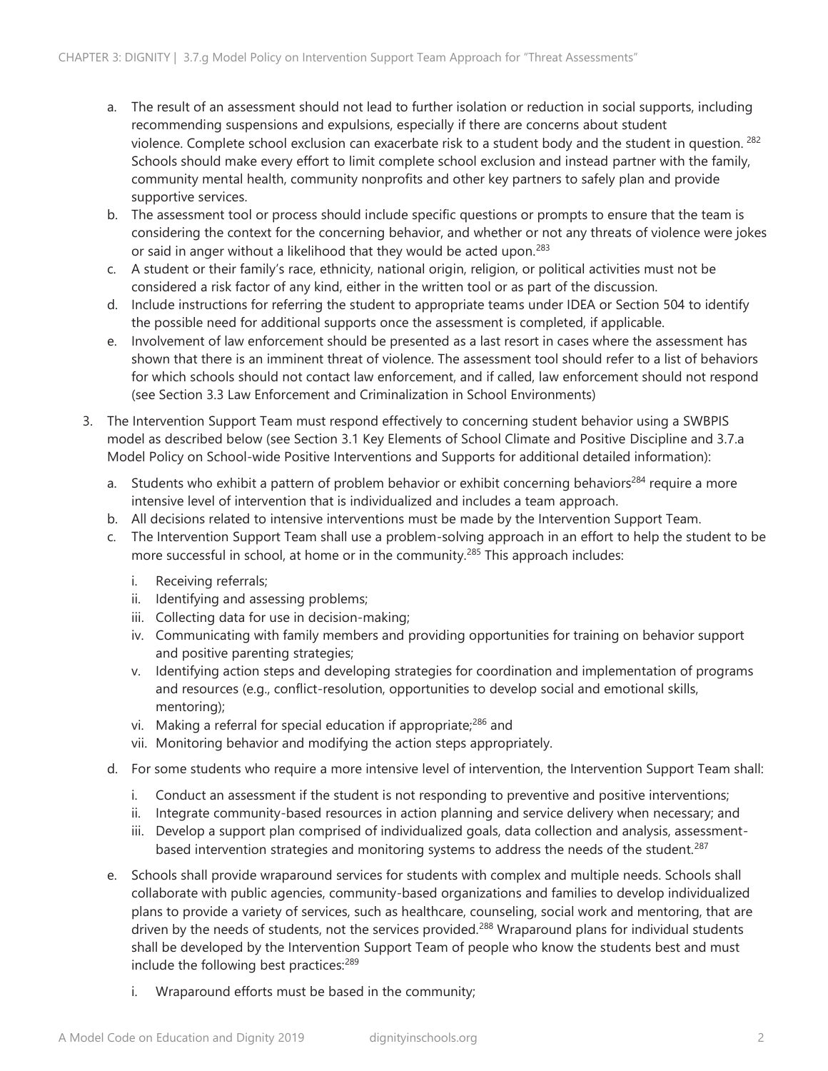a. The result of an assessment should not lead to further isolation or reduction in social supports, including recommending suspensions and expulsions, especially if there are concerns about student violence. Complete school exclusion can exacerbate risk to a student body and the student in question. [282] Schools should make every effort to limit complete school exclusion and instead partner with the family, community mental health, community nonprofits and other key partners to safely plan and provide supportive services.

b. The assessment tool or process should include specific questions or prompts to ensure that the team is considering the context for the concerning behavior, and whether or not any threats of violence were jokes or said in anger without a likelihood that they would be acted upon.[283]

c. A student or their family's race, ethnicity, national origin, religion, or political activities must not be considered a risk factor of any kind, either in the written tool or as part of the discussion.

d. Include instructions for referring the student to appropriate teams under IDEA or Section 504 to identify the possible need for additional supports once the assessment is completed, if applicable.

e. Involvement of law enforcement should be presented as a last resort in cases where the assessment has shown that there is an imminent threat of violence. The assessment tool should refer to a list of behaviors for which schools should not contact law enforcement, and if called, law enforcement should not respond (see Section 3.3 Law Enforcement and Criminalization in School Environments)

3. The Intervention Support Team must respond effectively to concerning student behavior using a SWBPIS model as described below (see Section 3.1 Key Elements of School Climate and Positive Discipline and 3.7.a Model Policy on School-wide Positive Interventions and Supports for additional detailed information):

   a. Students who exhibit a pattern of problem behavior or exhibit concerning behaviors[284] require a more intensive level of intervention that is individualized and includes a team approach.

   b. All decisions related to intensive interventions must be made by the Intervention Support Team.

   c. The Intervention Support Team shall use a problem-solving approach in an effort to help the student to be more successful in school, at home or in the community.[285] This approach includes:

      i. Receiving referrals;
      ii. Identifying and assessing problems;
      iii. Collecting data for use in decision-making;
      iv. Communicating with family members and providing opportunities for training on behavior support and positive parenting strategies;
      v. Identifying action steps and developing strategies for coordination and implementation of programs and resources (e.g., conflict-resolution, opportunities to develop social and emotional skills, mentoring);
      vi. Making a referral for special education if appropriate;[286] and
      vii. Monitoring behavior and modifying the action steps appropriately.

   d. For some students who require a more intensive level of intervention, the Intervention Support Team shall:

      i. Conduct an assessment if the student is not responding to preventive and positive interventions;
      ii. Integrate community-based resources in action planning and service delivery when necessary; and
      iii. Develop a support plan comprised of individualized goals, data collection and analysis, assessment-based intervention strategies and monitoring systems to address the needs of the student.[287]

   e. Schools shall provide wraparound services for students with complex and multiple needs. Schools shall collaborate with public agencies, community-based organizations and families to develop individualized plans to provide a variety of services, such as healthcare, counseling, social work and mentoring, that are driven by the needs of students, not the services provided.[288] Wraparound plans for individual students shall be developed by the Intervention Support Team of people who know the students best and must include the following best practices:[289]

      i. Wraparound efforts must be based in the community;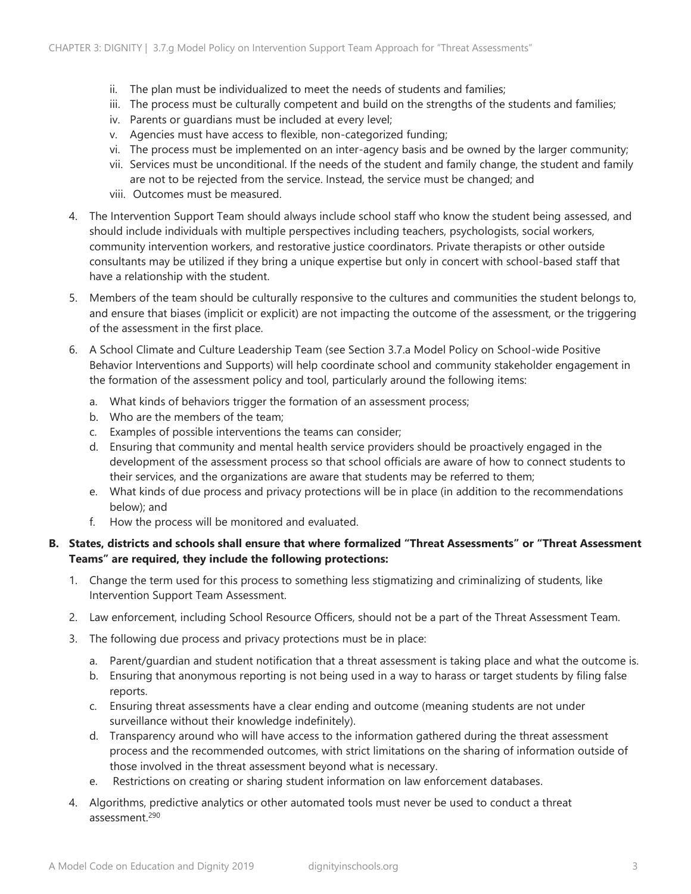ii. The plan must be individualized to meet the needs of students and families;
iii. The process must be culturally competent and build on the strengths of the students and families;
iv. Parents or guardians must be included at every level;
v. Agencies must have access to flexible, non-categorized funding;
vi. The process must be implemented on an inter-agency basis and be owned by the larger community;
vii. Services must be unconditional. If the needs of the student and family change, the student and family are not to be rejected from the service. Instead, the service must be changed; and
viii. Outcomes must be measured.

4. The Intervention Support Team should always include school staff who know the student being assessed, and should include individuals with multiple perspectives including teachers, psychologists, social workers, community intervention workers, and restorative justice coordinators. Private therapists or other outside consultants may be utilized if they bring a unique expertise but only in concert with school-based staff that have a relationship with the student.

5. Members of the team should be culturally responsive to the cultures and communities the student belongs to, and ensure that biases (implicit or explicit) are not impacting the outcome of the assessment, or the triggering of the assessment in the first place.

6. A School Climate and Culture Leadership Team (see Section 3.7.a Model Policy on School-wide Positive Behavior Interventions and Supports) will help coordinate school and community stakeholder engagement in the formation of the assessment policy and tool, particularly around the following items:

   a. What kinds of behaviors trigger the formation of an assessment process;
   b. Who are the members of the team;
   c. Examples of possible interventions the teams can consider;
   d. Ensuring that community and mental health service providers should be proactively engaged in the development of the assessment process so that school officials are aware of how to connect students to their services, and the organizations are aware that students may be referred to them;
   e. What kinds of due process and privacy protections will be in place (in addition to the recommendations below); and
   f. How the process will be monitored and evaluated.

**B. States, districts and schools shall ensure that where formalized "Threat Assessments" or "Threat Assessment Teams" are required, they include the following protections:**

1. Change the term used for this process to something less stigmatizing and criminalizing of students, like Intervention Support Team Assessment.

2. Law enforcement, including School Resource Officers, should not be a part of the Threat Assessment Team.

3. The following due process and privacy protections must be in place:

   a. Parent/guardian and student notification that a threat assessment is taking place and what the outcome is.
   b. Ensuring that anonymous reporting is not being used in a way to harass or target students by filing false reports.
   c. Ensuring threat assessments have a clear ending and outcome (meaning students are not under surveillance without their knowledge indefinitely).
   d. Transparency around who will have access to the information gathered during the threat assessment process and the recommended outcomes, with strict limitations on the sharing of information outside of those involved in the threat assessment beyond what is necessary.
   e. Restrictions on creating or sharing student information on law enforcement databases.

4. Algorithms, predictive analytics or other automated tools must never be used to conduct a threat assessment.[290]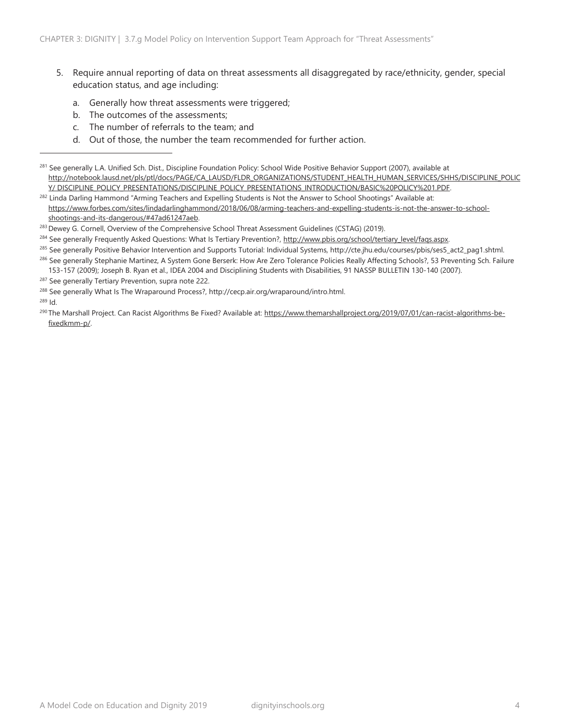5. Require annual reporting of data on threat assessments all disaggregated by race/ethnicity, gender, special education status, and age including:
   a. Generally how threat assessments were triggered;
   b. The outcomes of the assessments;
   c. The number of referrals to the team; and
   d. Out of those, the number the team recommended for further action.

---

[281] See generally L.A. Unified Sch. Dist., Discipline Foundation Policy: School Wide Positive Behavior Support (2007), available at http://notebook.lausd.net/pls/ptl/docs/PAGE/CA_LAUSD/FLDR_ORGANIZATIONS/STUDENT_HEALTH_HUMAN_SERVICES/SHHS/DISCIPLINE_POLICY/ DISCIPLINE_POLICY_PRESENTATIONS/DISCIPLINE_POLICY_PRESENTATIONS_INTRODUCTION/BASIC%20POLICY%201.PDF.

[282] Linda Darling Hammond "Arming Teachers and Expelling Students is Not the Answer to School Shootings" Available at: https://www.forbes.com/sites/lindadarlinghammond/2018/06/08/arming-teachers-and-expelling-students-is-not-the-answer-to-school-shootings-and-its-dangerous/#47ad61247aeb.

[283] Dewey G. Cornell, Overview of the Comprehensive School Threat Assessment Guidelines (CSTAG) (2019).

[284] See generally Frequently Asked Questions: What Is Tertiary Prevention?, http://www.pbis.org/school/tertiary_level/faqs.aspx.

[285] See generally Positive Behavior Intervention and Supports Tutorial: Individual Systems, http://cte.jhu.edu/courses/pbis/ses5_act2_pag1.shtml.

[286] See generally Stephanie Martinez, A System Gone Berserk: How Are Zero Tolerance Policies Really Affecting Schools?, 53 Preventing Sch. Failure 153-157 (2009); Joseph B. Ryan et al., IDEA 2004 and Disciplining Students with Disabilities, 91 NASSP BULLETIN 130-140 (2007).

[287] See generally Tertiary Prevention, supra note 222.

[288] See generally What Is The Wraparound Process?, http://cecp.air.org/wraparound/intro.html.

[289] Id.

[290] The Marshall Project. Can Racist Algorithms Be Fixed? Available at: https://www.themarshallproject.org/2019/07/01/can-racist-algorithms-be-fixedkmm-p/.